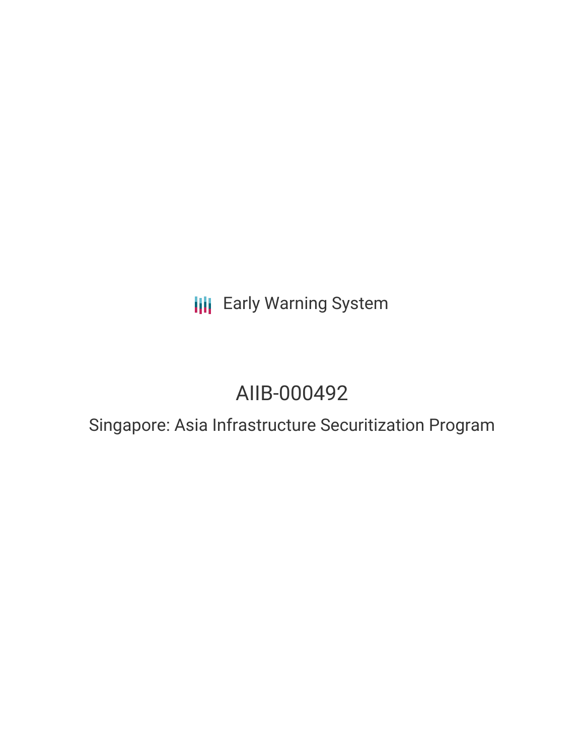Early Warning System

# AIIB-000492

## Singapore: Asia Infrastructure Securitization Program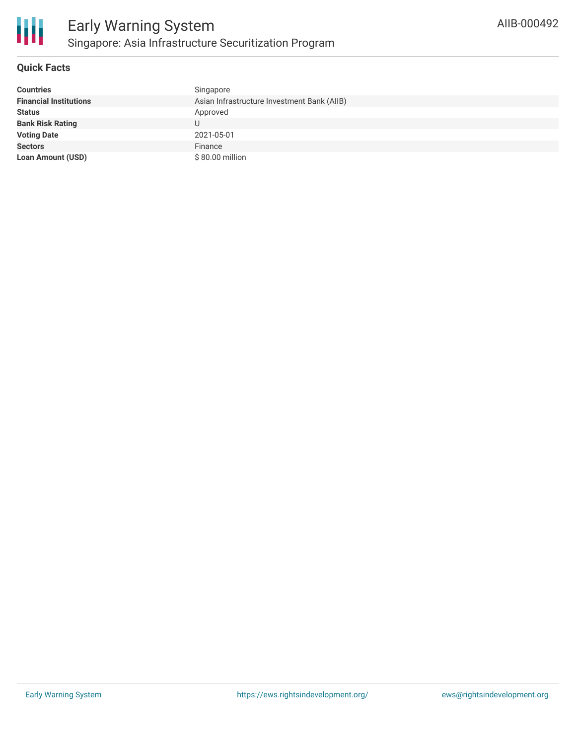# Early Warning System

## Singapore: Asia Infrastructure Securitization Program

AIIB-000492

### Quick Facts

| | |
|---|---|
| **Countries** | Singapore |
| **Financial Institutions** | Asian Infrastructure Investment Bank (AIIB) |
| **Status** | Approved |
| **Bank Risk Rating** | U |
| **Voting Date** | 2021-05-01 |
| **Sectors** | Finance |
| **Loan Amount (USD)** | $ 80.00 million |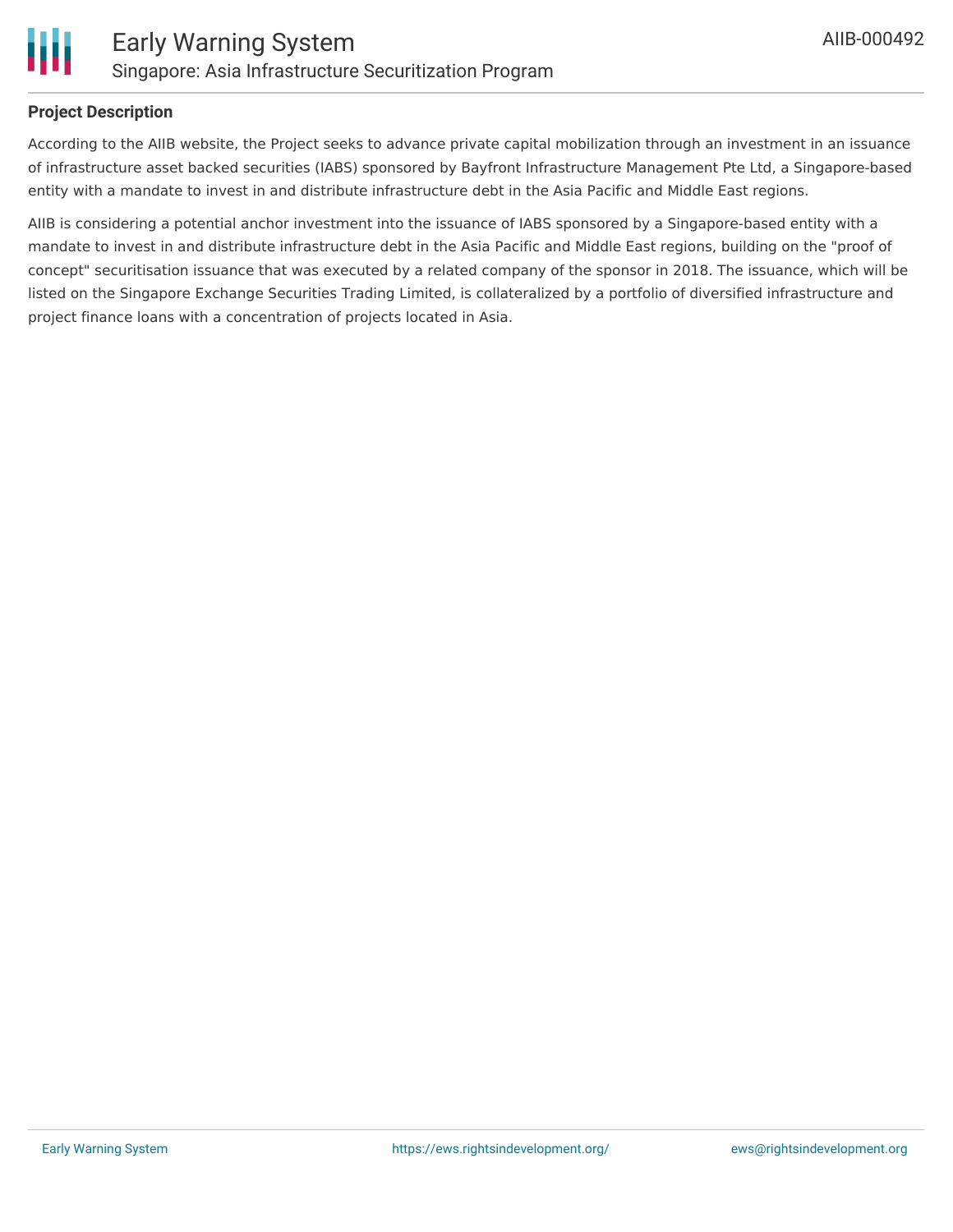## Project Description

According to the AIIB website, the Project seeks to advance private capital mobilization through an investment in an issuance of infrastructure asset backed securities (IABS) sponsored by Bayfront Infrastructure Management Pte Ltd, a Singapore-based entity with a mandate to invest in and distribute infrastructure debt in the Asia Pacific and Middle East regions.

AIIB is considering a potential anchor investment into the issuance of IABS sponsored by a Singapore-based entity with a mandate to invest in and distribute infrastructure debt in the Asia Pacific and Middle East regions, building on the "proof of concept" securitisation issuance that was executed by a related company of the sponsor in 2018. The issuance, which will be listed on the Singapore Exchange Securities Trading Limited, is collateralized by a portfolio of diversified infrastructure and project finance loans with a concentration of projects located in Asia.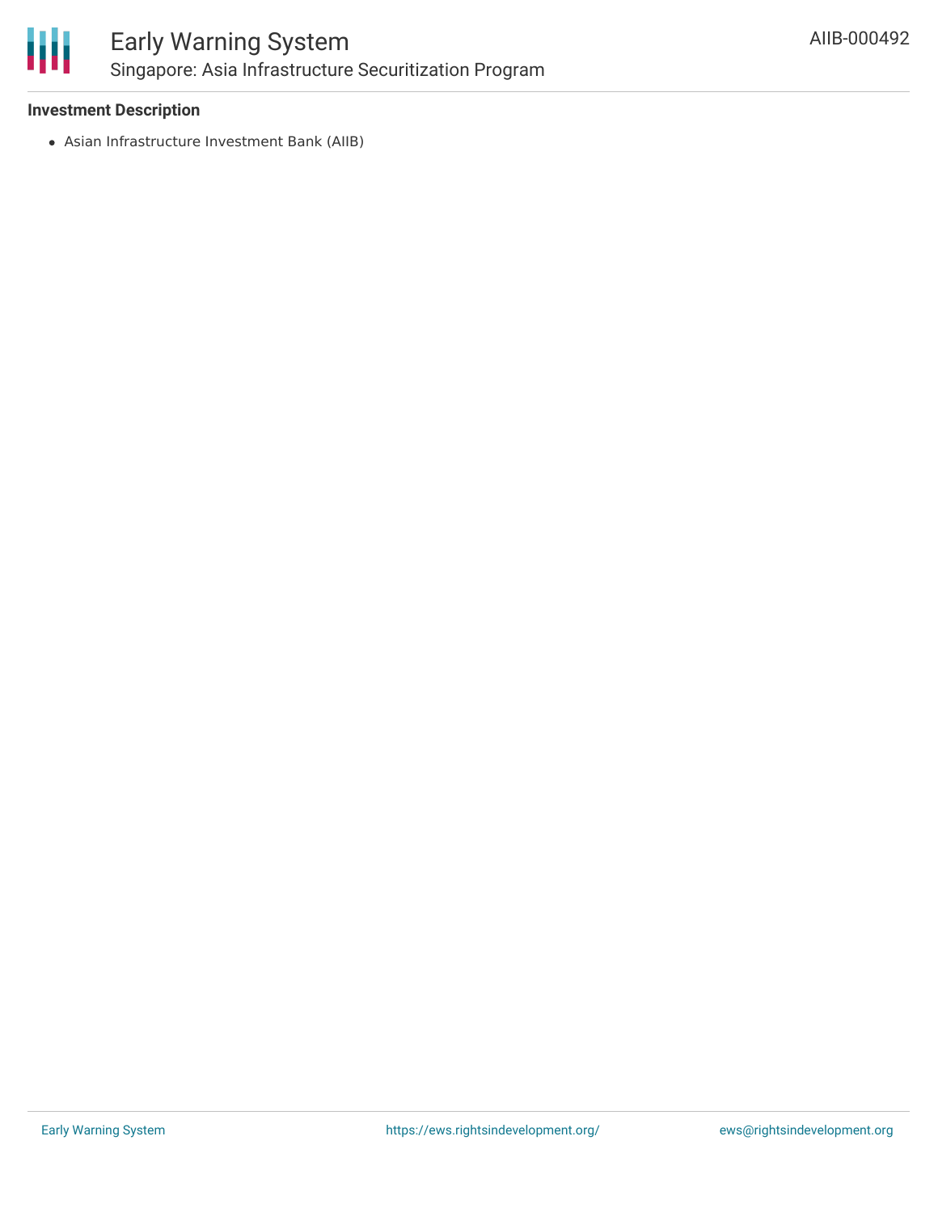### Investment Description

- Asian Infrastructure Investment Bank (AIIB)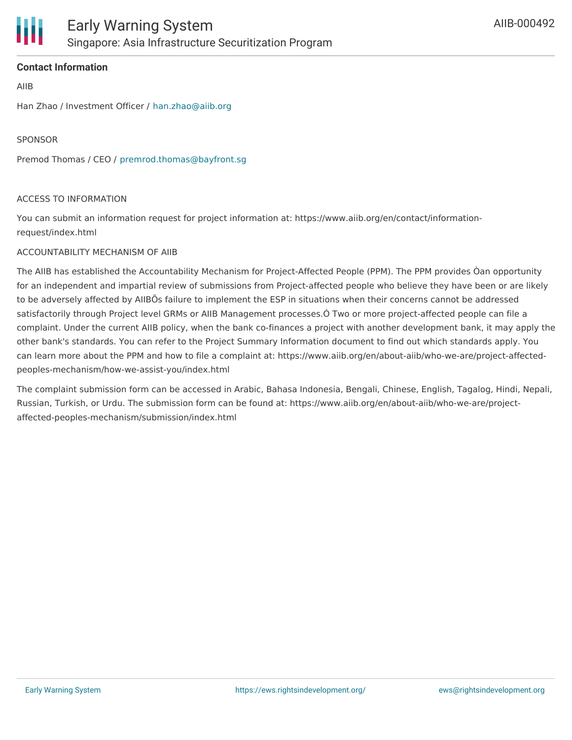**Contact Information**

AIIB

Han Zhao / Investment Officer / han.zhao@aiib.org

SPONSOR

Premod Thomas / CEO / premrod.thomas@bayfront.sg

ACCESS TO INFORMATION

You can submit an information request for project information at: https://www.aiib.org/en/contact/information-request/index.html

ACCOUNTABILITY MECHANISM OF AIIB

The AIIB has established the Accountability Mechanism for Project-Affected People (PPM). The PPM provides Òan opportunity for an independent and impartial review of submissions from Project-affected people who believe they have been or are likely to be adversely affected by AIIBÕs failure to implement the ESP in situations when their concerns cannot be addressed satisfactorily through Project level GRMs or AIIB Management processes.Ó Two or more project-affected people can file a complaint. Under the current AIIB policy, when the bank co-finances a project with another development bank, it may apply the other bank's standards. You can refer to the Project Summary Information document to find out which standards apply. You can learn more about the PPM and how to file a complaint at: https://www.aiib.org/en/about-aiib/who-we-are/project-affected-peoples-mechanism/how-we-assist-you/index.html

The complaint submission form can be accessed in Arabic, Bahasa Indonesia, Bengali, Chinese, English, Tagalog, Hindi, Nepali, Russian, Turkish, or Urdu. The submission form can be found at: https://www.aiib.org/en/about-aiib/who-we-are/project-affected-peoples-mechanism/submission/index.html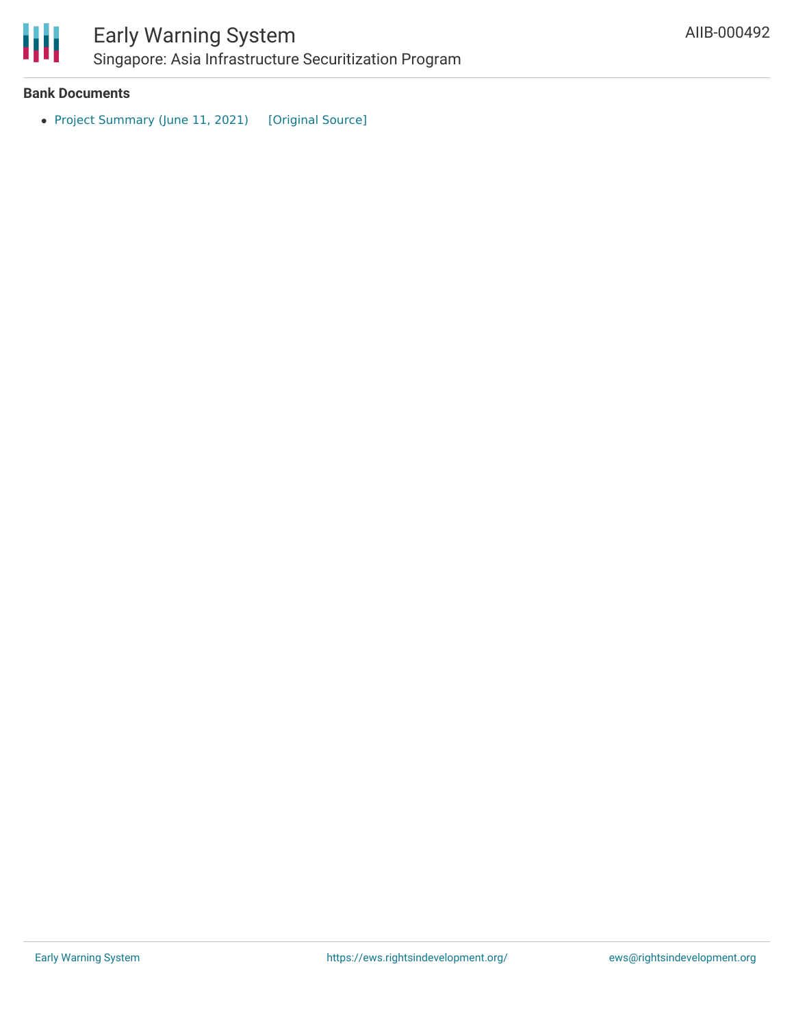**Bank Documents**

- Project Summary (June 11, 2021) [Original Source]